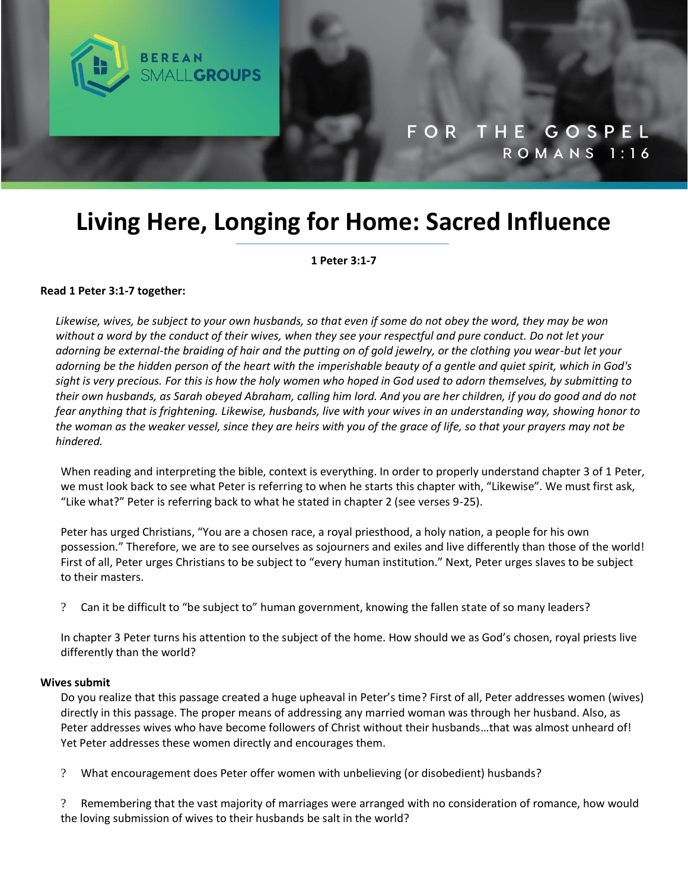BEREAN SMALLGROUPS

FOR THE GOSPEL
ROMANS 1:16

# Living Here, Longing for Home: Sacred Influence

**1 Peter 3:1-7**

**Read 1 Peter 3:1-7 together:**

*Likewise, wives, be subject to your own husbands, so that even if some do not obey the word, they may be won without a word by the conduct of their wives, when they see your respectful and pure conduct. Do not let your adorning be external-the braiding of hair and the putting on of gold jewelry, or the clothing you wear-but let your adorning be the hidden person of the heart with the imperishable beauty of a gentle and quiet spirit, which in God's sight is very precious. For this is how the holy women who hoped in God used to adorn themselves, by submitting to their own husbands, as Sarah obeyed Abraham, calling him lord. And you are her children, if you do good and do not fear anything that is frightening. Likewise, husbands, live with your wives in an understanding way, showing honor to the woman as the weaker vessel, since they are heirs with you of the grace of life, so that your prayers may not be hindered.*

When reading and interpreting the bible, context is everything. In order to properly understand chapter 3 of 1 Peter, we must look back to see what Peter is referring to when he starts this chapter with, "Likewise". We must first ask, "Like what?" Peter is referring back to what he stated in chapter 2 (see verses 9-25).

Peter has urged Christians, "You are a chosen race, a royal priesthood, a holy nation, a people for his own possession." Therefore, we are to see ourselves as sojourners and exiles and live differently than those of the world! First of all, Peter urges Christians to be subject to "every human institution." Next, Peter urges slaves to be subject to their masters.

? Can it be difficult to "be subject to" human government, knowing the fallen state of so many leaders?

In chapter 3 Peter turns his attention to the subject of the home. How should we as God's chosen, royal priests live differently than the world?

**Wives submit**

Do you realize that this passage created a huge upheaval in Peter's time? First of all, Peter addresses women (wives) directly in this passage. The proper means of addressing any married woman was through her husband. Also, as Peter addresses wives who have become followers of Christ without their husbands…that was almost unheard of! Yet Peter addresses these women directly and encourages them.

? What encouragement does Peter offer women with unbelieving (or disobedient) husbands?

? Remembering that the vast majority of marriages were arranged with no consideration of romance, how would the loving submission of wives to their husbands be salt in the world?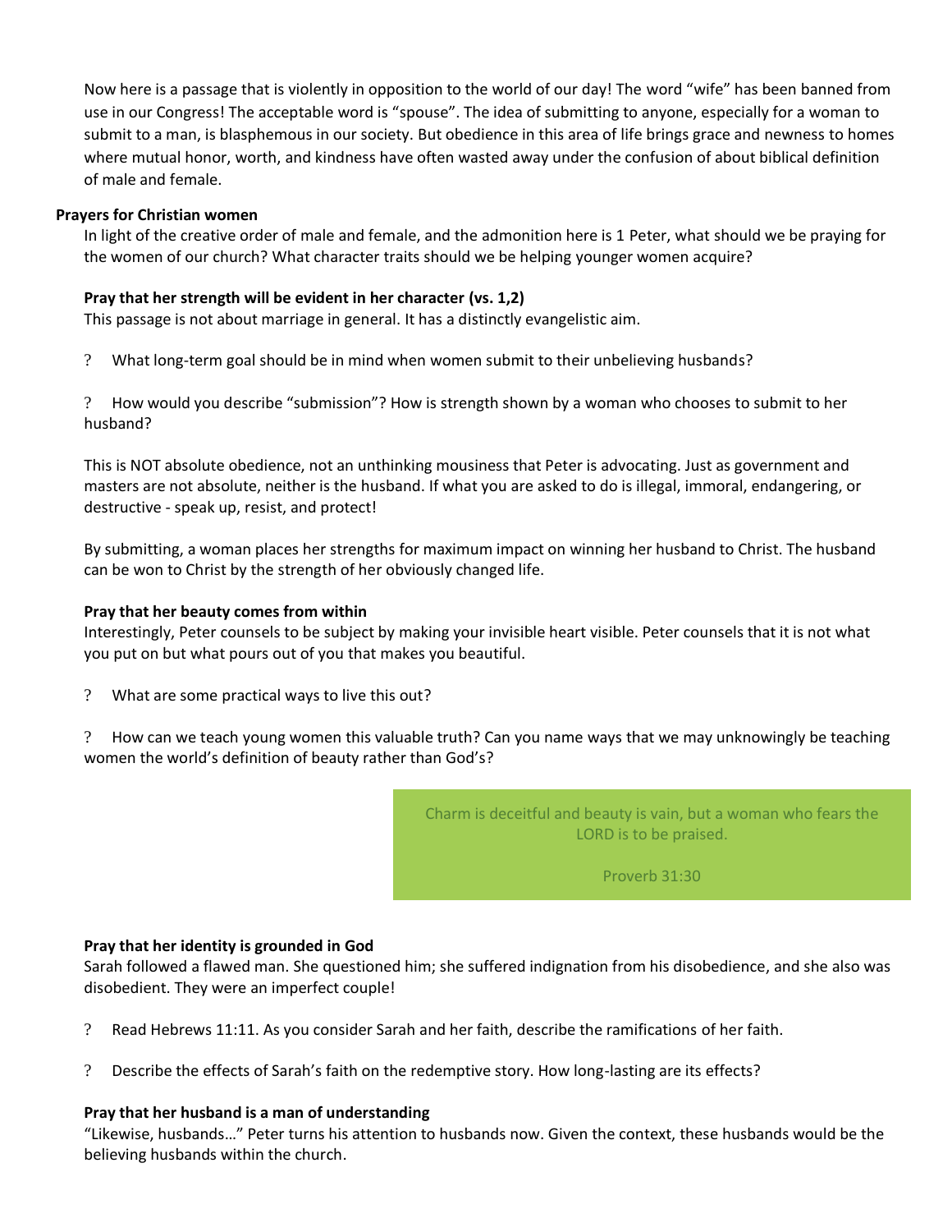Now here is a passage that is violently in opposition to the world of our day! The word "wife" has been banned from use in our Congress! The acceptable word is "spouse". The idea of submitting to anyone, especially for a woman to submit to a man, is blasphemous in our society. But obedience in this area of life brings grace and newness to homes where mutual honor, worth, and kindness have often wasted away under the confusion of about biblical definition of male and female.

**Prayers for Christian women**

In light of the creative order of male and female, and the admonition here is 1 Peter, what should we be praying for the women of our church? What character traits should we be helping younger women acquire?

**Pray that her strength will be evident in her character (vs. 1,2)**

This passage is not about marriage in general. It has a distinctly evangelistic aim.

? What long-term goal should be in mind when women submit to their unbelieving husbands?

? How would you describe "submission"? How is strength shown by a woman who chooses to submit to her husband?

This is NOT absolute obedience, not an unthinking mousiness that Peter is advocating. Just as government and masters are not absolute, neither is the husband. If what you are asked to do is illegal, immoral, endangering, or destructive - speak up, resist, and protect!

By submitting, a woman places her strengths for maximum impact on winning her husband to Christ. The husband can be won to Christ by the strength of her obviously changed life.

**Pray that her beauty comes from within**

Interestingly, Peter counsels to be subject by making your invisible heart visible. Peter counsels that it is not what you put on but what pours out of you that makes you beautiful.

? What are some practical ways to live this out?

? How can we teach young women this valuable truth? Can you name ways that we may unknowingly be teaching women the world's definition of beauty rather than God's?

> Charm is deceitful and beauty is vain, but a woman who fears the LORD is to be praised.
>
> Proverb 31:30

**Pray that her identity is grounded in God**

Sarah followed a flawed man. She questioned him; she suffered indignation from his disobedience, and she also was disobedient. They were an imperfect couple!

? Read Hebrews 11:11. As you consider Sarah and her faith, describe the ramifications of her faith.

? Describe the effects of Sarah's faith on the redemptive story. How long-lasting are its effects?

**Pray that her husband is a man of understanding**

"Likewise, husbands…" Peter turns his attention to husbands now. Given the context, these husbands would be the believing husbands within the church.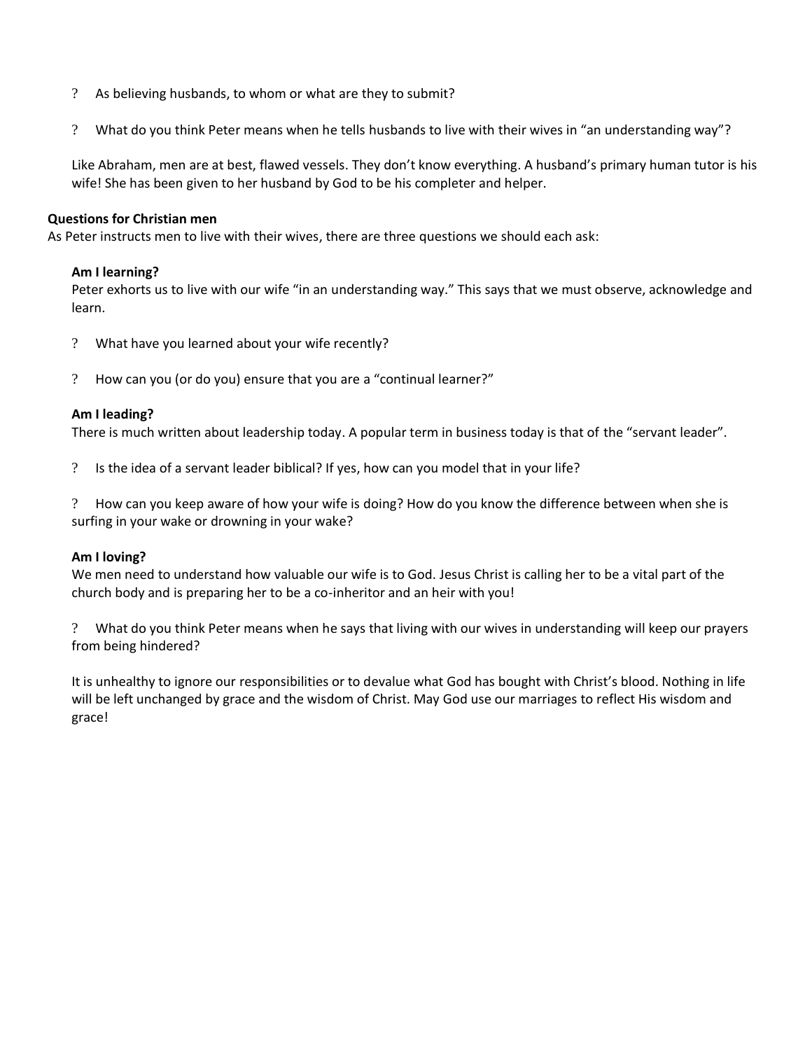? As believing husbands, to whom or what are they to submit?

? What do you think Peter means when he tells husbands to live with their wives in "an understanding way"?

Like Abraham, men are at best, flawed vessels. They don't know everything. A husband's primary human tutor is his wife! She has been given to her husband by God to be his completer and helper.

**Questions for Christian men**

As Peter instructs men to live with their wives, there are three questions we should each ask:

**Am I learning?**

Peter exhorts us to live with our wife "in an understanding way." This says that we must observe, acknowledge and learn.

? What have you learned about your wife recently?

? How can you (or do you) ensure that you are a "continual learner?"

**Am I leading?**

There is much written about leadership today. A popular term in business today is that of the "servant leader".

? Is the idea of a servant leader biblical? If yes, how can you model that in your life?

? How can you keep aware of how your wife is doing? How do you know the difference between when she is surfing in your wake or drowning in your wake?

**Am I loving?**

We men need to understand how valuable our wife is to God. Jesus Christ is calling her to be a vital part of the church body and is preparing her to be a co-inheritor and an heir with you!

? What do you think Peter means when he says that living with our wives in understanding will keep our prayers from being hindered?

It is unhealthy to ignore our responsibilities or to devalue what God has bought with Christ's blood. Nothing in life will be left unchanged by grace and the wisdom of Christ. May God use our marriages to reflect His wisdom and grace!